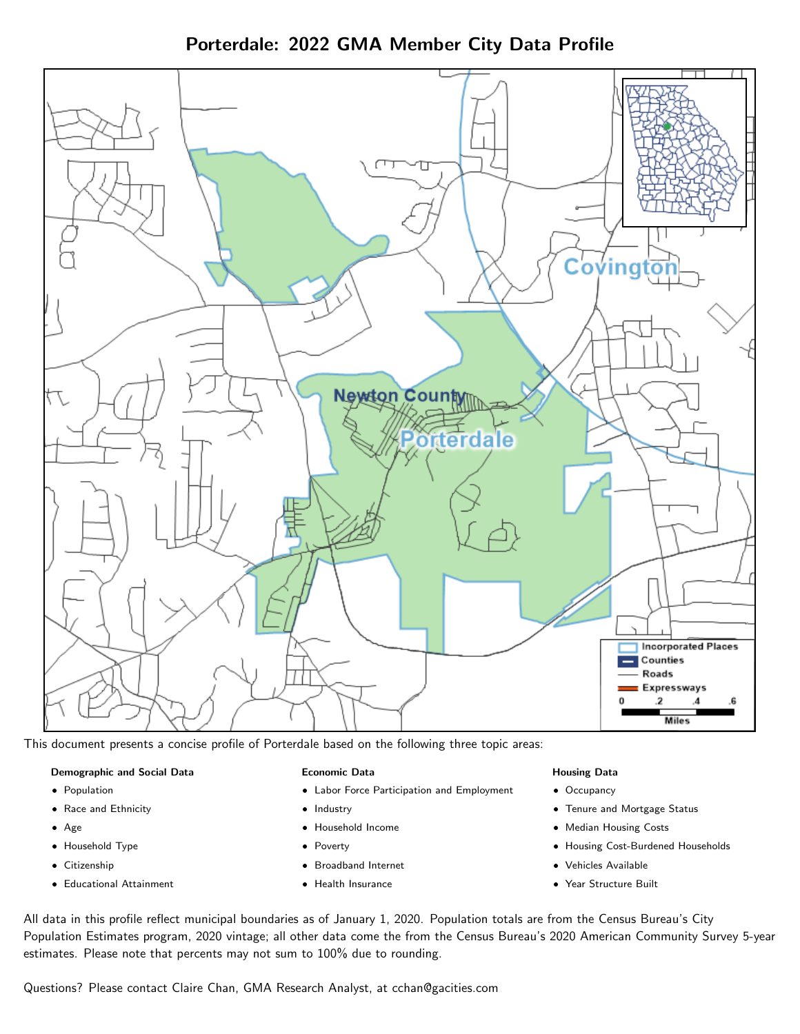# Porterdale: 2022 GMA Member City Data Profile

This document presents a concise profile of Porterdale based on the following three topic areas:

**Demographic and Social Data**

- Population
- Race and Ethnicity
- Age
- Household Type
- Citizenship
- Educational Attainment

**Economic Data**

- Labor Force Participation and Employment
- Industry
- Household Income
- Poverty
- Broadband Internet
- Health Insurance

**Housing Data**

- Occupancy
- Tenure and Mortgage Status
- Median Housing Costs
- Housing Cost-Burdened Households
- Vehicles Available
- Year Structure Built

All data in this profile reflect municipal boundaries as of January 1, 2020. Population totals are from the Census Bureau's City Population Estimates program, 2020 vintage; all other data come the from the Census Bureau's 2020 American Community Survey 5-year estimates. Please note that percents may not sum to 100% due to rounding.

Questions? Please contact Claire Chan, GMA Research Analyst, at cchan@gacities.com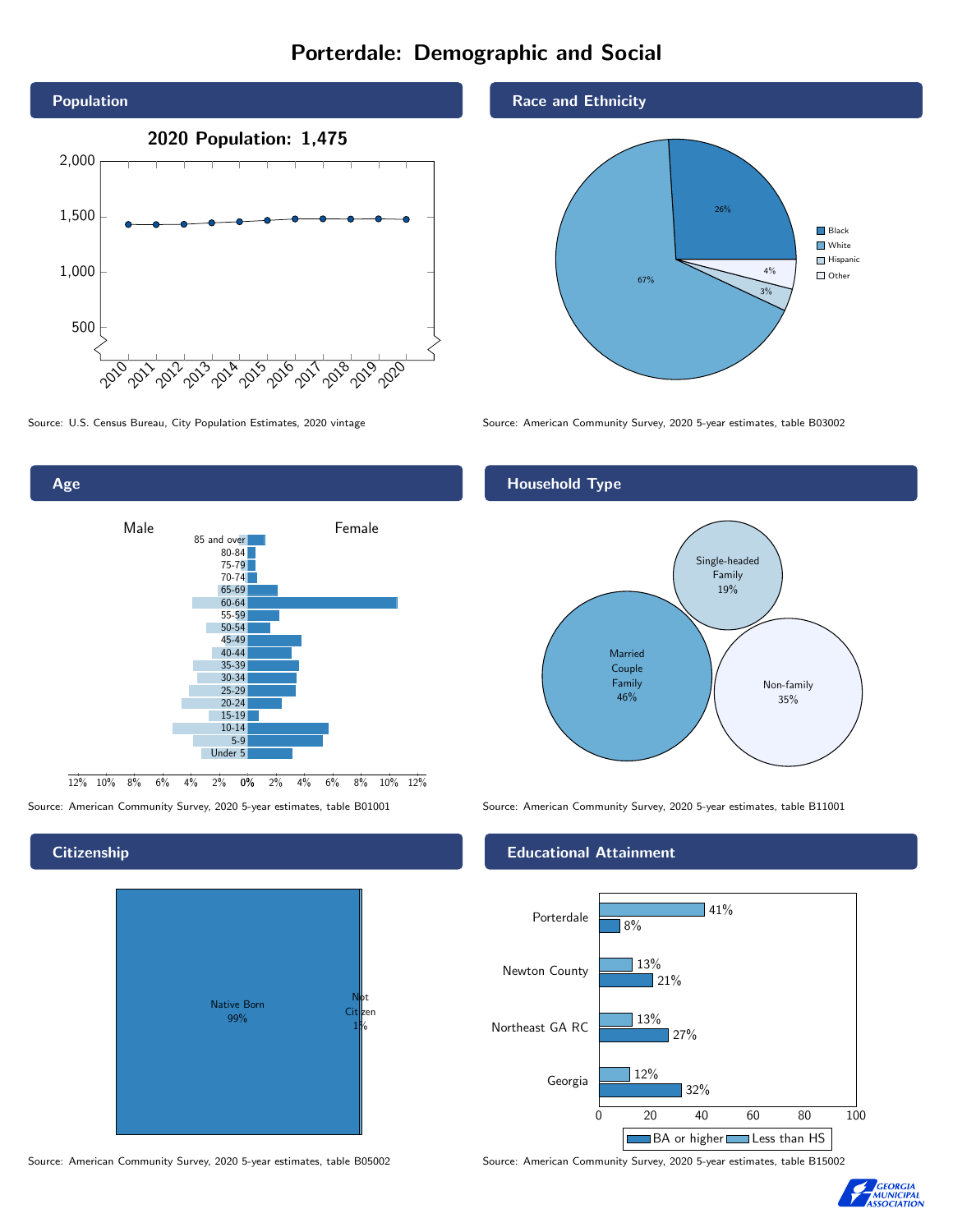# Porterdale: Demographic and Social

## Population

2020 Population: 1,475

Source: U.S. Census Bureau, City Population Estimates, 2020 vintage

## Race and Ethnicity

| Race/Ethnicity | Percent |
|---|---|
| Black | 26% |
| White | 67% |
| Hispanic | 3% |
| Other | 4% |

Source: American Community Survey, 2020 5-year estimates, table B03002

## Age

Source: American Community Survey, 2020 5-year estimates, table B01001

## Household Type

| Household Type | Percent |
|---|---|
| Married Couple Family | 46% |
| Single-headed Family | 19% |
| Non-family | 35% |

Source: American Community Survey, 2020 5-year estimates, table B11001

## Citizenship

| Citizenship | Percent |
|---|---|
| Native Born | 99% |
| Not Citizen | 1% |

Source: American Community Survey, 2020 5-year estimates, table B05002

## Educational Attainment

| Area | Less than HS | BA or higher |
|---|---|---|
| Porterdale | 41% | 8% |
| Newton County | 13% | 21% |
| Northeast GA RC | 13% | 27% |
| Georgia | 12% | 32% |

Source: American Community Survey, 2020 5-year estimates, table B15002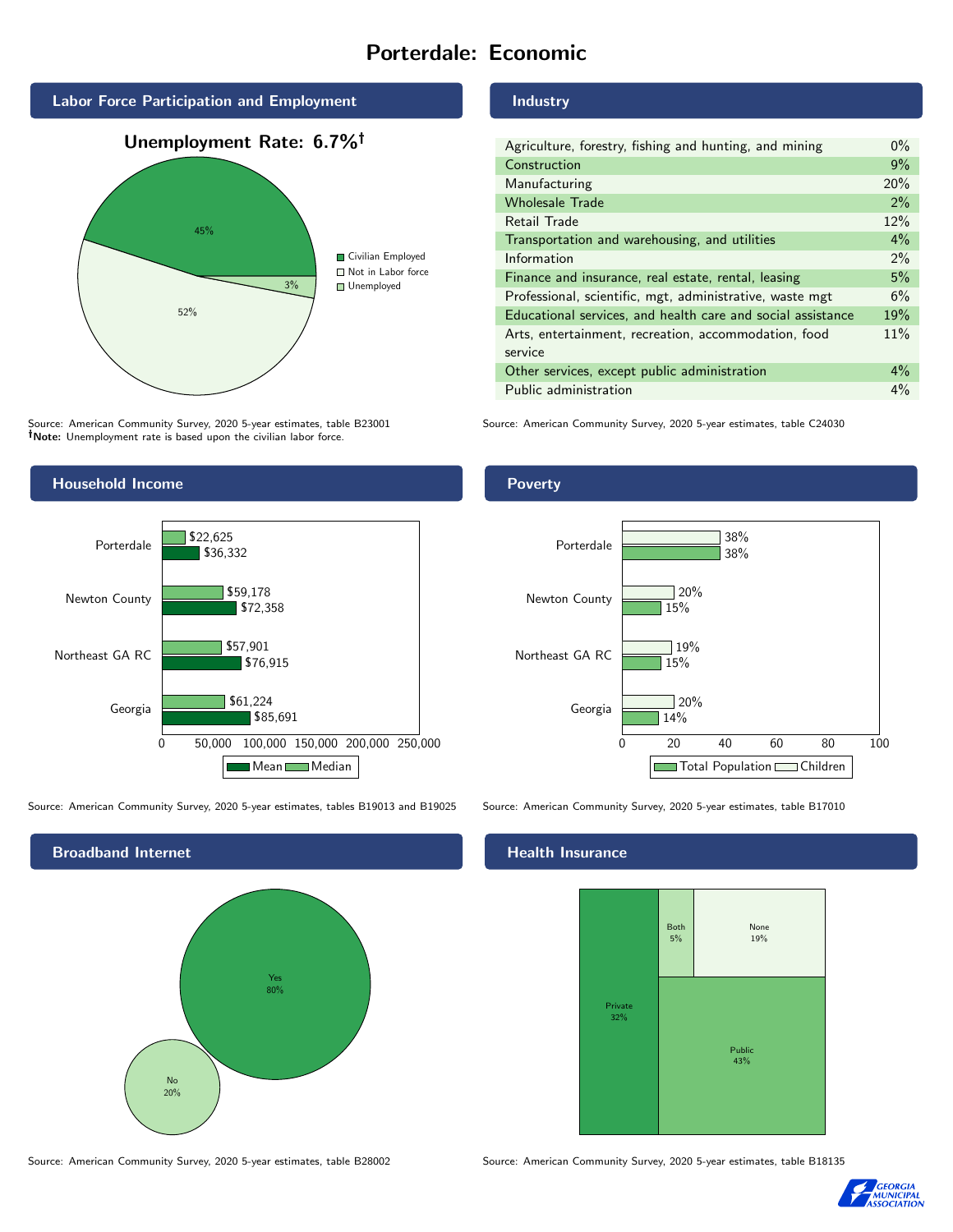# Porterdale: Economic

## Labor Force Participation and Employment

**Unemployment Rate: 6.7%†**

| Category | Percent |
|---|---|
| Civilian Employed | 45% |
| Not in Labor force | 52% |
| Unemployed | 3% |

Source: American Community Survey, 2020 5-year estimates, table B23001
**†Note:** Unemployment rate is based upon the civilian labor force.

## Industry

| Industry | Percent |
|---|---|
| Agriculture, forestry, fishing and hunting, and mining | 0% |
| Construction | 9% |
| Manufacturing | 20% |
| Wholesale Trade | 2% |
| Retail Trade | 12% |
| Transportation and warehousing, and utilities | 4% |
| Information | 2% |
| Finance and insurance, real estate, rental, leasing | 5% |
| Professional, scientific, mgt, administrative, waste mgt | 6% |
| Educational services, and health care and social assistance | 19% |
| Arts, entertainment, recreation, accommodation, food service | 11% |
| Other services, except public administration | 4% |
| Public administration | 4% |

Source: American Community Survey, 2020 5-year estimates, table C24030

## Household Income

| Area | Median | Mean |
|---|---|---|
| Porterdale | $22,625 | $36,332 |
| Newton County | $59,178 | $72,358 |
| Northeast GA RC | $57,901 | $76,915 |
| Georgia | $61,224 | $85,691 |

Source: American Community Survey, 2020 5-year estimates, tables B19013 and B19025

## Poverty

| Area | Children | Total Population |
|---|---|---|
| Porterdale | 38% | 38% |
| Newton County | 20% | 15% |
| Northeast GA RC | 19% | 15% |
| Georgia | 20% | 14% |

Source: American Community Survey, 2020 5-year estimates, table B17010

## Broadband Internet

| Response | Percent |
|---|---|
| Yes | 80% |
| No | 20% |

Source: American Community Survey, 2020 5-year estimates, table B28002

## Health Insurance

| Type | Percent |
|---|---|
| Private | 32% |
| Both | 5% |
| None | 19% |
| Public | 43% |

Source: American Community Survey, 2020 5-year estimates, table B18135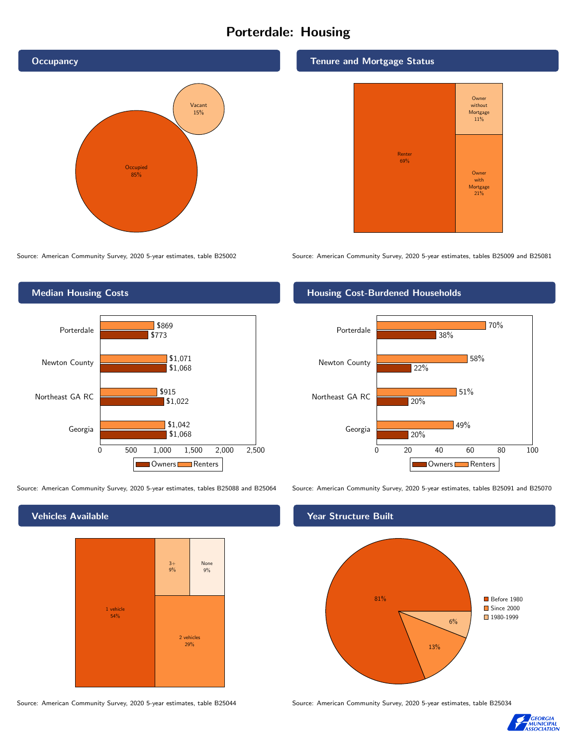# Porterdale: Housing

## Occupancy

Vacant
15%

Occupied
85%

Source: American Community Survey, 2020 5-year estimates, table B25002

## Tenure and Mortgage Status

Renter
69%

Owner without Mortgage
11%

Owner with Mortgage
21%

Source: American Community Survey, 2020 5-year estimates, tables B25009 and B25081

## Median Housing Costs

Porterdale
$869
$773

Newton County
$1,071
$1,068

Northeast GA RC
$915
$1,022

Georgia
$1,042
$1,068

0 500 1,000 1,500 2,000 2,500

Owners Renters

Source: American Community Survey, 2020 5-year estimates, tables B25088 and B25064

## Housing Cost-Burdened Households

Porterdale
70%
38%

Newton County
58%
22%

Northeast GA RC
51%
20%

Georgia
49%
20%

0 20 40 60 80 100

Owners Renters

Source: American Community Survey, 2020 5-year estimates, tables B25091 and B25070

## Vehicles Available

1 vehicle
54%

3+
9%

None
9%

2 vehicles
29%

Source: American Community Survey, 2020 5-year estimates, table B25044

## Year Structure Built

81%

13%

6%

Before 1980
Since 2000
1980-1999

Source: American Community Survey, 2020 5-year estimates, table B25034